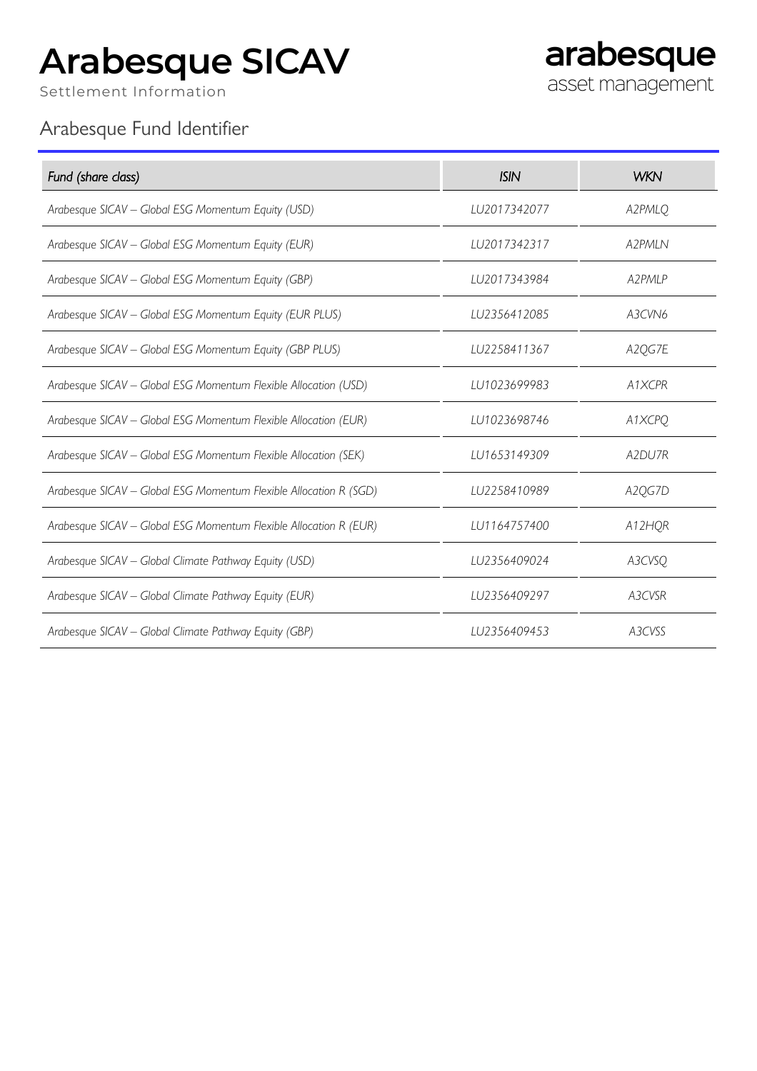# Arabesque SICAV

Settlement Information

arabesque
asset management

## Arabesque Fund Identifier

| *Fund (share class)* | *ISIN* | *WKN* |
|---|---|---|
| *Arabesque SICAV – Global ESG Momentum Equity (USD)* | *LU2017342077* | *A2PMLQ* |
| *Arabesque SICAV – Global ESG Momentum Equity (EUR)* | *LU2017342317* | *A2PMLN* |
| *Arabesque SICAV – Global ESG Momentum Equity (GBP)* | *LU2017343984* | *A2PMLP* |
| *Arabesque SICAV – Global ESG Momentum Equity (EUR PLUS)* | *LU2356412085* | *A3CVN6* |
| *Arabesque SICAV – Global ESG Momentum Equity (GBP PLUS)* | *LU2258411367* | *A2QG7E* |
| *Arabesque SICAV – Global ESG Momentum Flexible Allocation (USD)* | *LU1023699983* | *A1XCPR* |
| *Arabesque SICAV – Global ESG Momentum Flexible Allocation (EUR)* | *LU1023698746* | *A1XCPQ* |
| *Arabesque SICAV – Global ESG Momentum Flexible Allocation (SEK)* | *LU1653149309* | *A2DU7R* |
| *Arabesque SICAV – Global ESG Momentum Flexible Allocation R (SGD)* | *LU2258410989* | *A2QG7D* |
| *Arabesque SICAV – Global ESG Momentum Flexible Allocation R (EUR)* | *LU1164757400* | *A12HQR* |
| *Arabesque SICAV – Global Climate Pathway Equity (USD)* | *LU2356409024* | *A3CVSQ* |
| *Arabesque SICAV – Global Climate Pathway Equity (EUR)* | *LU2356409297* | *A3CVSR* |
| *Arabesque SICAV – Global Climate Pathway Equity (GBP)* | *LU2356409453* | *A3CVSS* |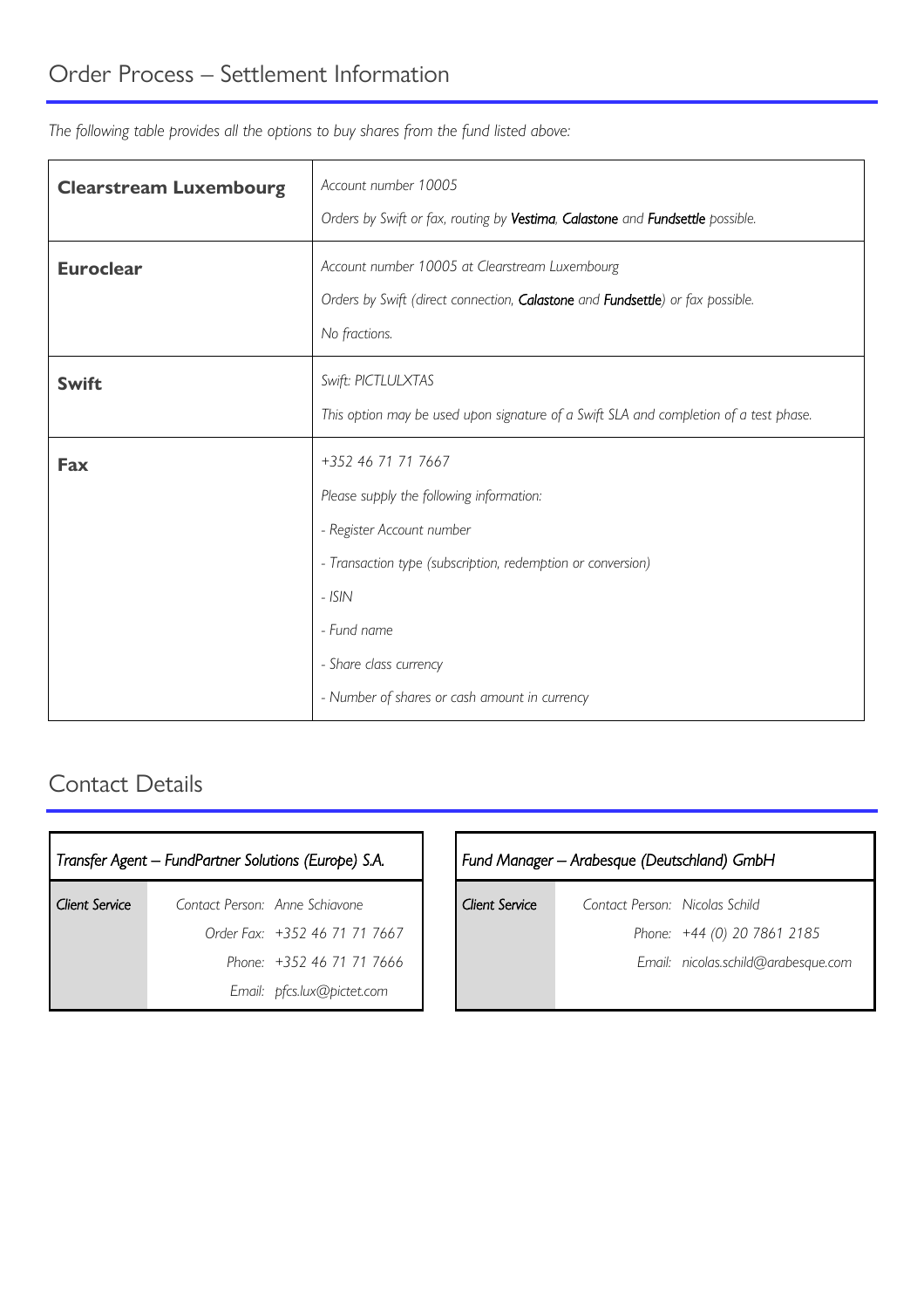## Order Process – Settlement Information

*The following table provides all the options to buy shares from the fund listed above:*

| | |
|---|---|
| **Clearstream Luxembourg** | *Account number 10005*<br>*Orders by Swift or fax, routing by **Vestima**, **Calastone** and **Fundsettle** possible.* |
| **Euroclear** | *Account number 10005 at Clearstream Luxembourg*<br>*Orders by Swift (direct connection, **Calastone** and **Fundsettle**) or fax possible.*<br>*No fractions.* |
| **Swift** | *Swift: PICTLULXTAS*<br>*This option may be used upon signature of a Swift SLA and completion of a test phase.* |
| **Fax** | *+352 46 71 71 7667*<br>*Please supply the following information:*<br>*- Register Account number*<br>*- Transaction type (subscription, redemption or conversion)*<br>*- ISIN*<br>*- Fund name*<br>*- Share class currency*<br>*- Number of shares or cash amount in currency* |

## Contact Details

| *Transfer Agent – FundPartner Solutions (Europe) S.A.* | | |
|---|---|---|
| *Client Service* | *Contact Person:* | *Anne Schiavone* |
| | *Order Fax:* | *+352 46 71 71 7667* |
| | *Phone:* | *+352 46 71 71 7666* |
| | *Email:* | *pfcs.lux@pictet.com* |

| *Fund Manager – Arabesque (Deutschland) GmbH* | | |
|---|---|---|
| *Client Service* | *Contact Person:* | *Nicolas Schild* |
| | *Phone:* | *+44 (0) 20 7861 2185* |
| | *Email:* | *nicolas.schild@arabesque.com* |